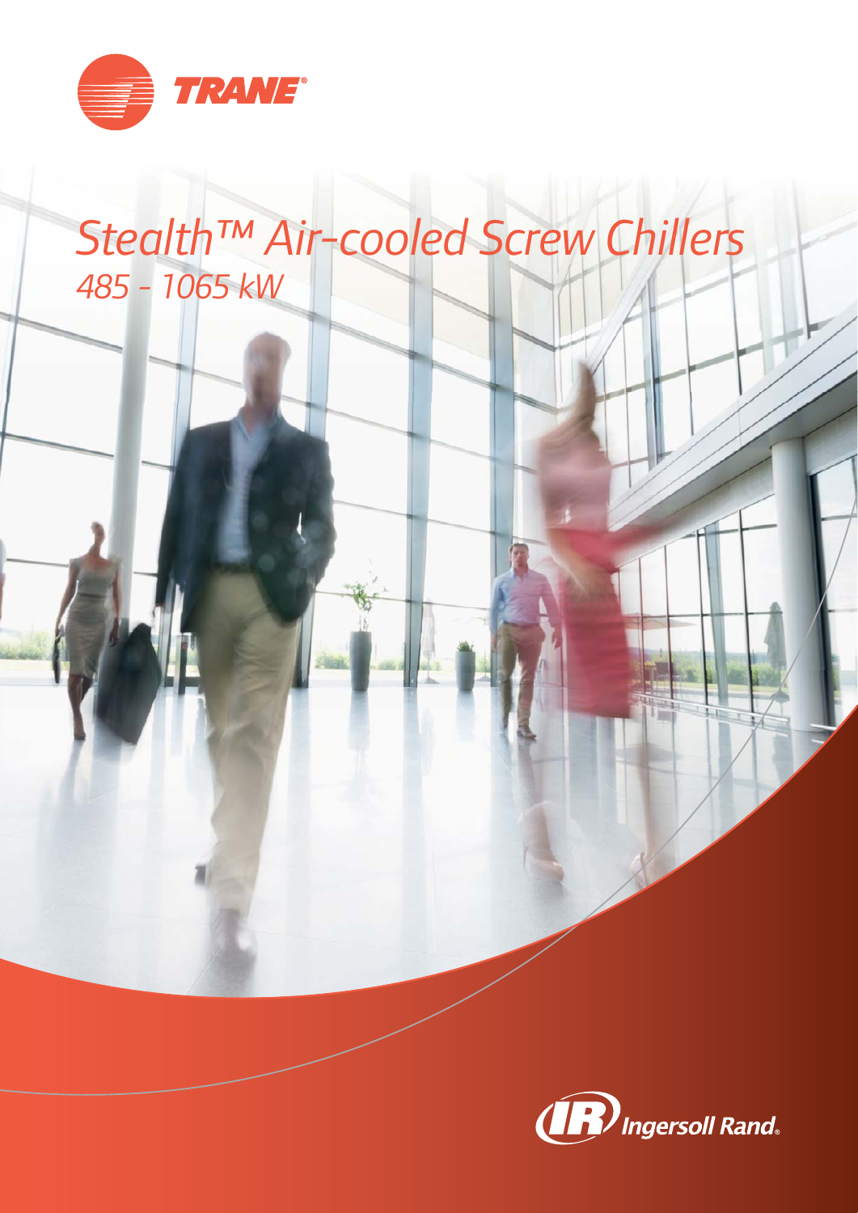TRANE

# Stealth™ Air-cooled Screw Chillers

*485 - 1065 kW*

Ingersoll Rand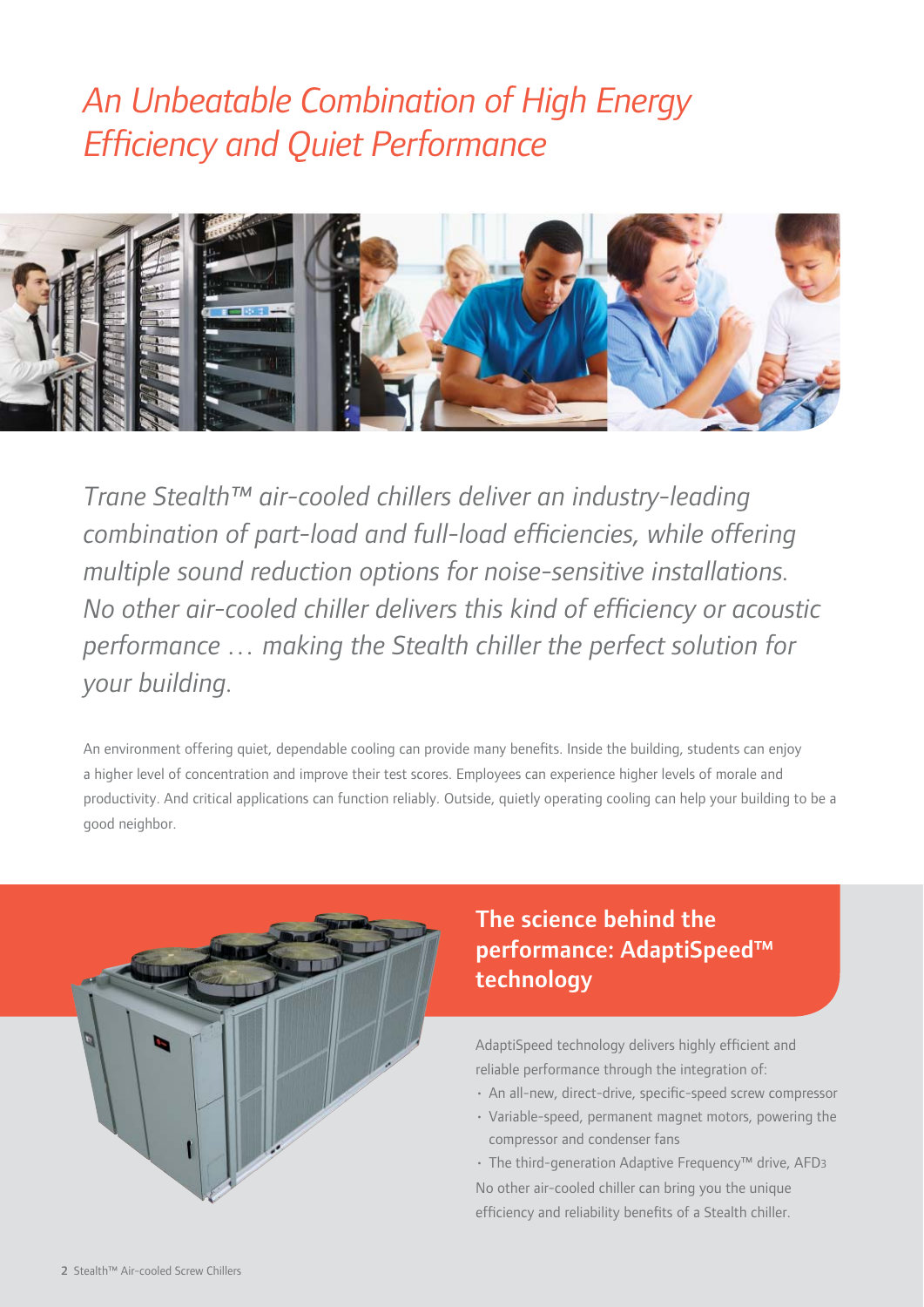# *An Unbeatable Combination of High Energy Efficiency and Quiet Performance*

*Trane Stealth™ air-cooled chillers deliver an industry-leading combination of part-load and full-load efficiencies, while offering multiple sound reduction options for noise-sensitive installations. No other air-cooled chiller delivers this kind of efficiency or acoustic performance … making the Stealth chiller the perfect solution for your building.*

An environment offering quiet, dependable cooling can provide many benefits. Inside the building, students can enjoy a higher level of concentration and improve their test scores. Employees can experience higher levels of morale and productivity. And critical applications can function reliably. Outside, quietly operating cooling can help your building to be a good neighbor.

## The science behind the performance: AdaptiSpeed™ technology

AdaptiSpeed technology delivers highly efficient and reliable performance through the integration of:

- An all-new, direct-drive, specific-speed screw compressor
- Variable-speed, permanent magnet motors, powering the compressor and condenser fans
- The third-generation Adaptive Frequency™ drive, AFD3

No other air-cooled chiller can bring you the unique efficiency and reliability benefits of a Stealth chiller.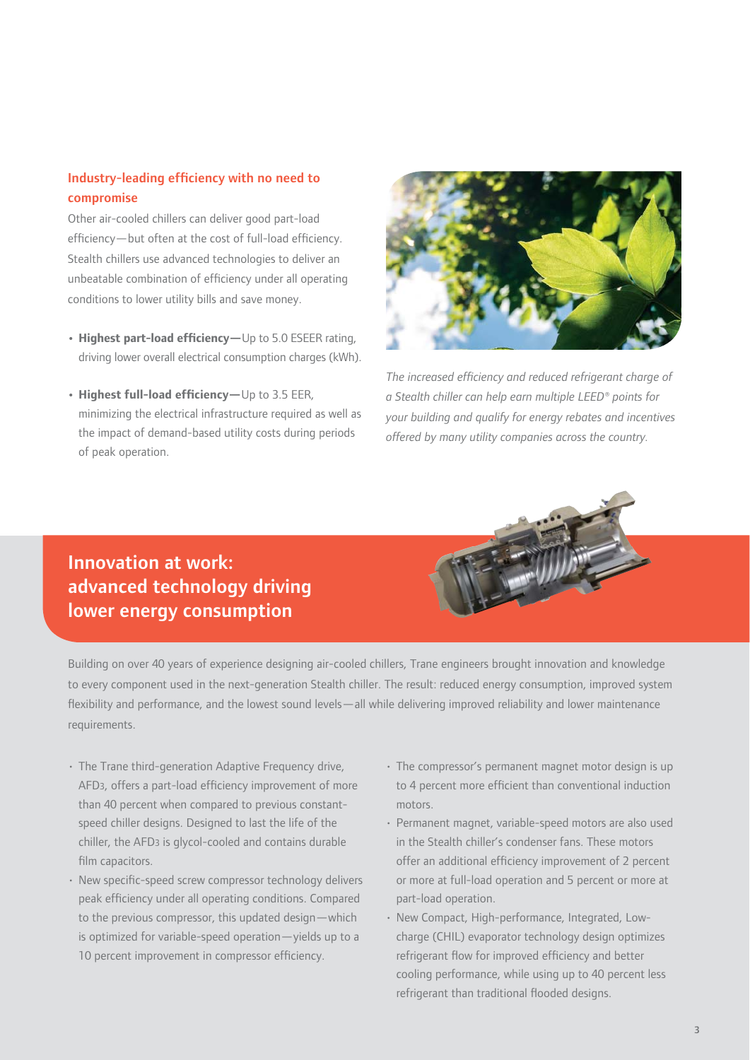## Industry-leading efficiency with no need to compromise

Other air-cooled chillers can deliver good part-load efficiency—but often at the cost of full-load efficiency. Stealth chillers use advanced technologies to deliver an unbeatable combination of efficiency under all operating conditions to lower utility bills and save money.

- **Highest part-load efficiency—**Up to 5.0 ESEER rating, driving lower overall electrical consumption charges (kWh).
- **Highest full-load efficiency—**Up to 3.5 EER, minimizing the electrical infrastructure required as well as the impact of demand-based utility costs during periods of peak operation.

*The increased efficiency and reduced refrigerant charge of a Stealth chiller can help earn multiple LEED® points for your building and qualify for energy rebates and incentives offered by many utility companies across the country.*

## Innovation at work: advanced technology driving lower energy consumption

Building on over 40 years of experience designing air-cooled chillers, Trane engineers brought innovation and knowledge to every component used in the next-generation Stealth chiller. The result: reduced energy consumption, improved system flexibility and performance, and the lowest sound levels—all while delivering improved reliability and lower maintenance requirements.

- The Trane third-generation Adaptive Frequency drive, AFD3, offers a part-load efficiency improvement of more than 40 percent when compared to previous constant-speed chiller designs. Designed to last the life of the chiller, the AFD3 is glycol-cooled and contains durable film capacitors.
- New specific-speed screw compressor technology delivers peak efficiency under all operating conditions. Compared to the previous compressor, this updated design—which is optimized for variable-speed operation—yields up to a 10 percent improvement in compressor efficiency.
- The compressor's permanent magnet motor design is up to 4 percent more efficient than conventional induction motors.
- Permanent magnet, variable-speed motors are also used in the Stealth chiller's condenser fans. These motors offer an additional efficiency improvement of 2 percent or more at full-load operation and 5 percent or more at part-load operation.
- New Compact, High-performance, Integrated, Low-charge (CHIL) evaporator technology design optimizes refrigerant flow for improved efficiency and better cooling performance, while using up to 40 percent less refrigerant than traditional flooded designs.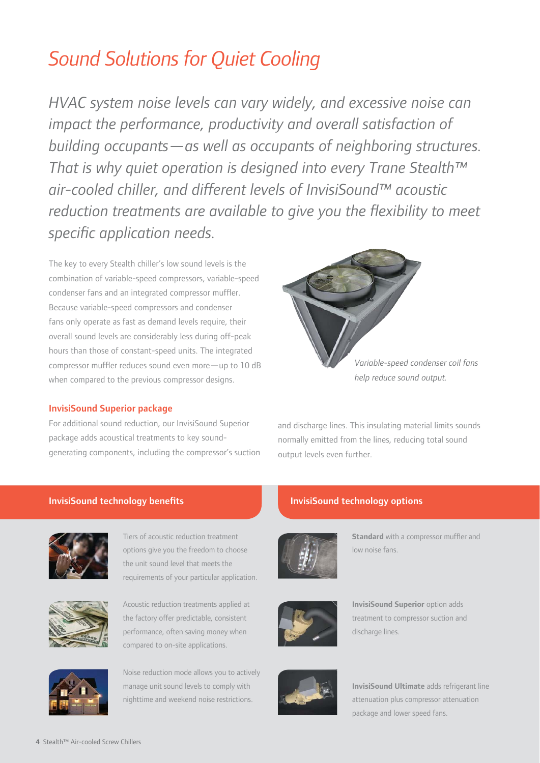# Sound Solutions for Quiet Cooling

*HVAC system noise levels can vary widely, and excessive noise can impact the performance, productivity and overall satisfaction of building occupants—as well as occupants of neighboring structures. That is why quiet operation is designed into every Trane Stealth™ air-cooled chiller, and different levels of InvisiSound™ acoustic reduction treatments are available to give you the flexibility to meet specific application needs.*

The key to every Stealth chiller's low sound levels is the combination of variable-speed compressors, variable-speed condenser fans and an integrated compressor muffler. Because variable-speed compressors and condenser fans only operate as fast as demand levels require, their overall sound levels are considerably less during off-peak hours than those of constant-speed units. The integrated compressor muffler reduces sound even more—up to 10 dB when compared to the previous compressor designs.

*Variable-speed condenser coil fans help reduce sound output.*

### InvisiSound Superior package

For additional sound reduction, our InvisiSound Superior package adds acoustical treatments to key sound-generating components, including the compressor's suction and discharge lines. This insulating material limits sounds normally emitted from the lines, reducing total sound output levels even further.

### InvisiSound technology benefits

Tiers of acoustic reduction treatment options give you the freedom to choose the unit sound level that meets the requirements of your particular application.

Acoustic reduction treatments applied at the factory offer predictable, consistent performance, often saving money when compared to on-site applications.

Noise reduction mode allows you to actively manage unit sound levels to comply with nighttime and weekend noise restrictions.

### InvisiSound technology options

**Standard** with a compressor muffler and low noise fans.

**InvisiSound Superior** option adds treatment to compressor suction and discharge lines.

**InvisiSound Ultimate** adds refrigerant line attenuation plus compressor attenuation package and lower speed fans.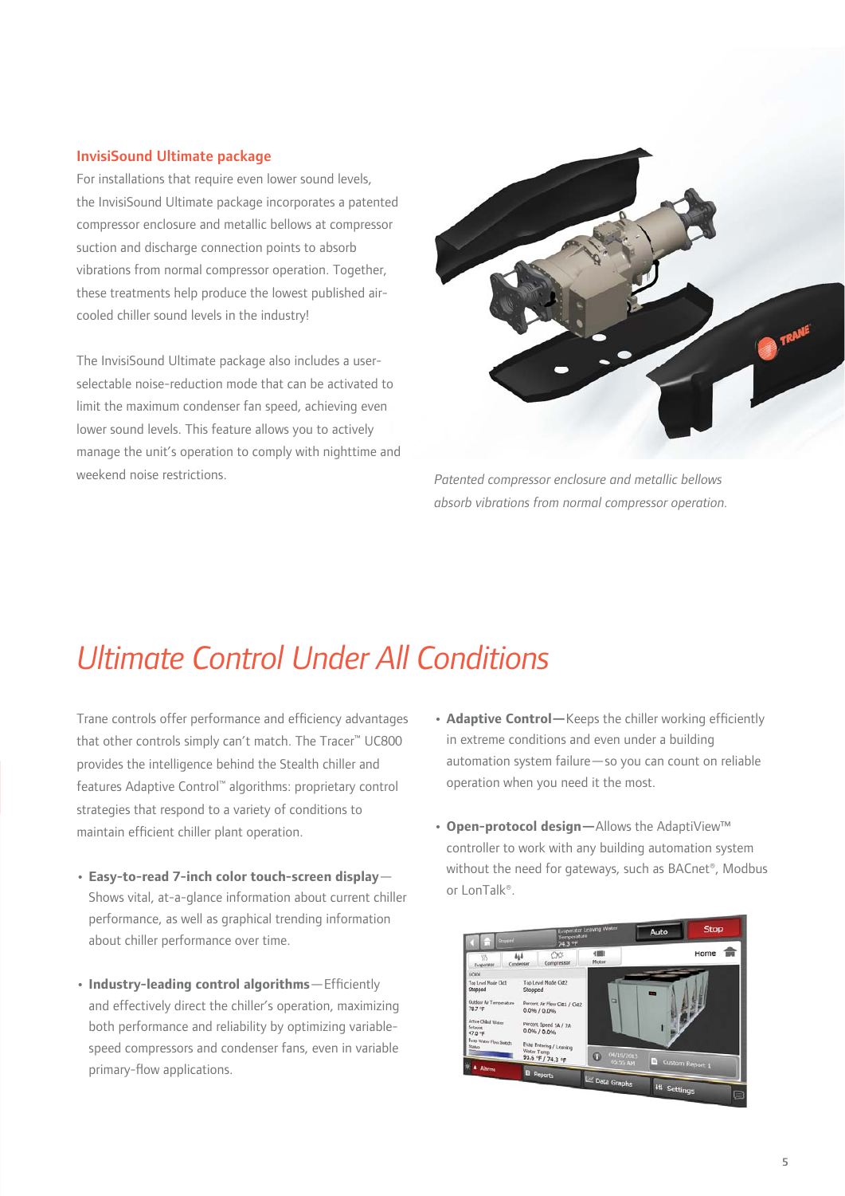### InvisiSound Ultimate package

For installations that require even lower sound levels, the InvisiSound Ultimate package incorporates a patented compressor enclosure and metallic bellows at compressor suction and discharge connection points to absorb vibrations from normal compressor operation. Together, these treatments help produce the lowest published air-cooled chiller sound levels in the industry!

The InvisiSound Ultimate package also includes a user-selectable noise-reduction mode that can be activated to limit the maximum condenser fan speed, achieving even lower sound levels. This feature allows you to actively manage the unit's operation to comply with nighttime and weekend noise restrictions.

*Patented compressor enclosure and metallic bellows absorb vibrations from normal compressor operation.*

# *Ultimate Control Under All Conditions*

Trane controls offer performance and efficiency advantages that other controls simply can't match. The Tracer™ UC800 provides the intelligence behind the Stealth chiller and features Adaptive Control™ algorithms: proprietary control strategies that respond to a variety of conditions to maintain efficient chiller plant operation.

- **Easy-to-read 7-inch color touch-screen display**—Shows vital, at-a-glance information about current chiller performance, as well as graphical trending information about chiller performance over time.
- **Industry-leading control algorithms**—Efficiently and effectively direct the chiller's operation, maximizing both performance and reliability by optimizing variable-speed compressors and condenser fans, even in variable primary-flow applications.
- **Adaptive Control—**Keeps the chiller working efficiently in extreme conditions and even under a building automation system failure—so you can count on reliable operation when you need it the most.
- **Open-protocol design—**Allows the AdaptiView™ controller to work with any building automation system without the need for gateways, such as BACnet®, Modbus or LonTalk®.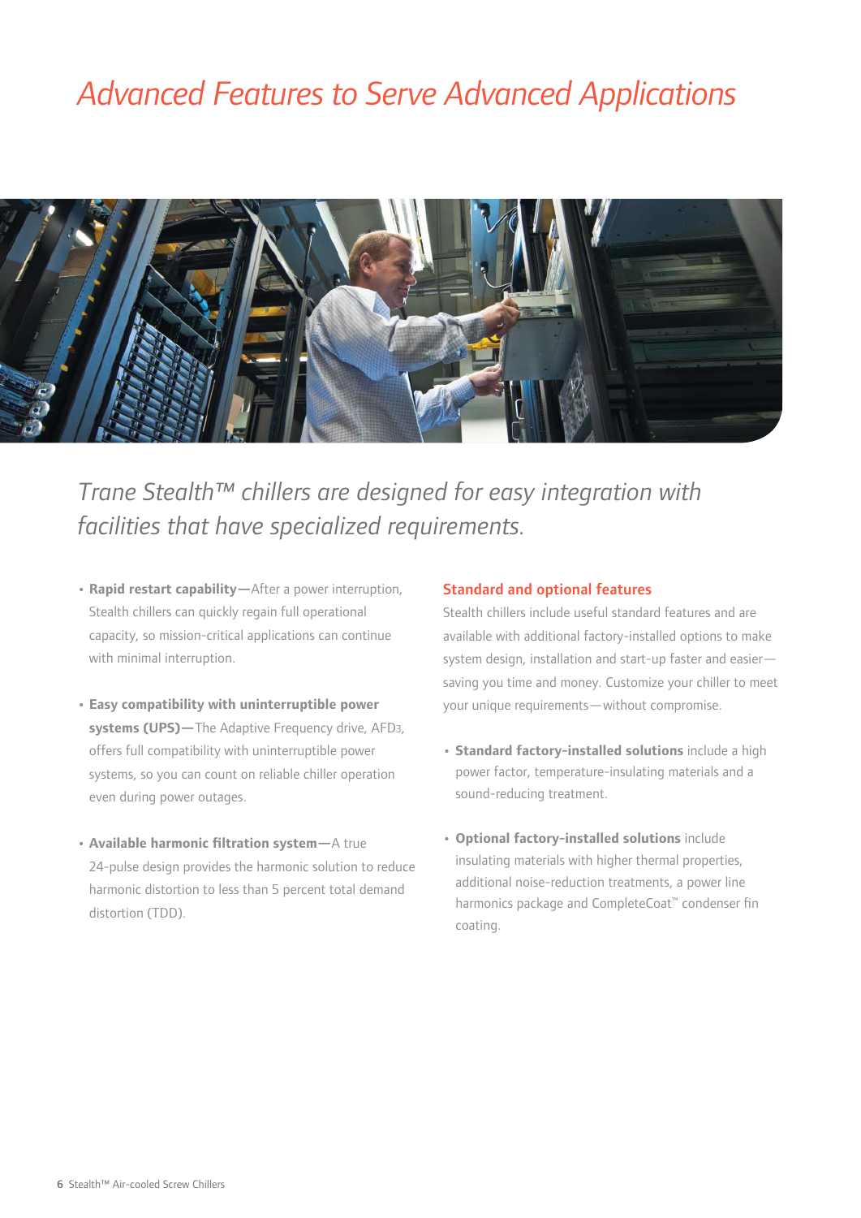# *Advanced Features to Serve Advanced Applications*

*Trane Stealth™ chillers are designed for easy integration with facilities that have specialized requirements.*

- **Rapid restart capability—**After a power interruption, Stealth chillers can quickly regain full operational capacity, so mission-critical applications can continue with minimal interruption.
- **Easy compatibility with uninterruptible power systems (UPS)—**The Adaptive Frequency drive, AFD3, offers full compatibility with uninterruptible power systems, so you can count on reliable chiller operation even during power outages.
- **Available harmonic filtration system—**A true 24-pulse design provides the harmonic solution to reduce harmonic distortion to less than 5 percent total demand distortion (TDD).

## Standard and optional features

Stealth chillers include useful standard features and are available with additional factory-installed options to make system design, installation and start-up faster and easier—saving you time and money. Customize your chiller to meet your unique requirements—without compromise.

- **Standard factory-installed solutions** include a high power factor, temperature-insulating materials and a sound-reducing treatment.
- **Optional factory-installed solutions** include insulating materials with higher thermal properties, additional noise-reduction treatments, a power line harmonics package and CompleteCoat™ condenser fin coating.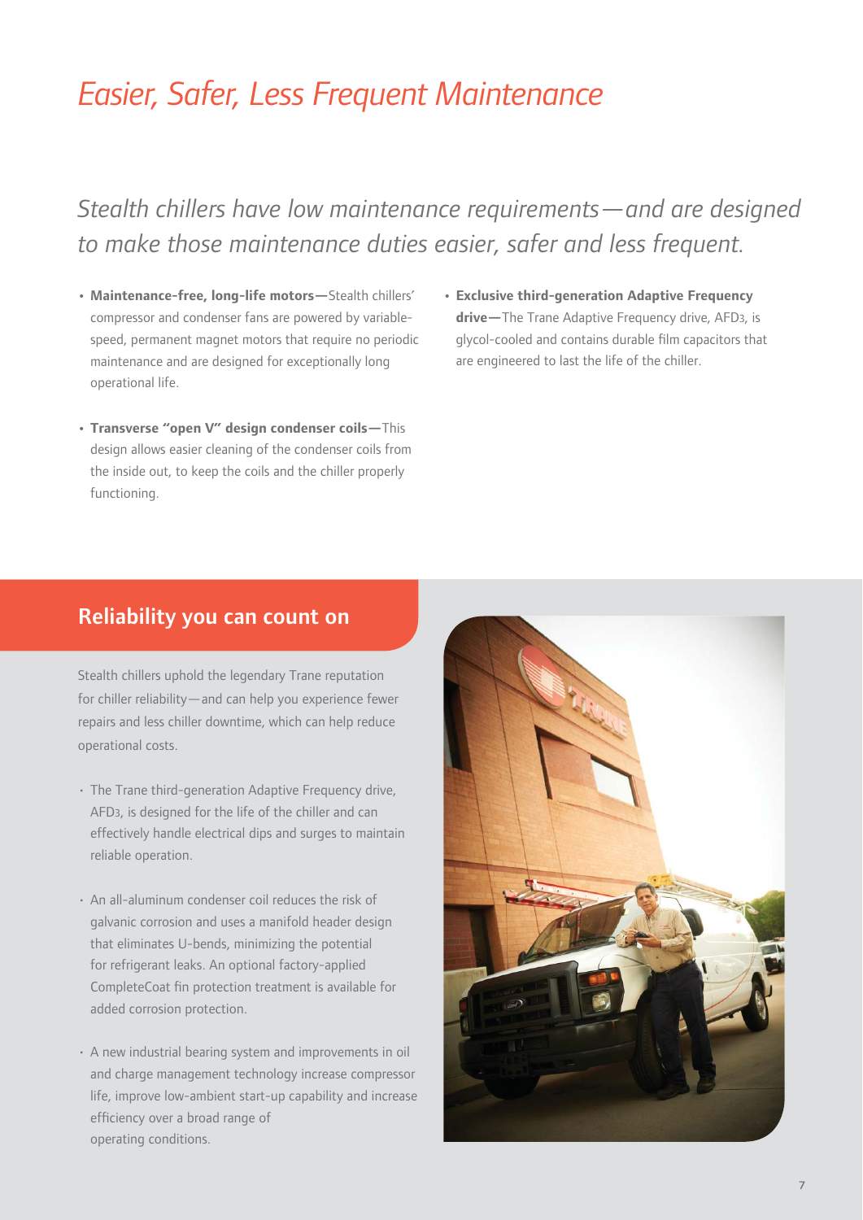# Easier, Safer, Less Frequent Maintenance

*Stealth chillers have low maintenance requirements—and are designed to make those maintenance duties easier, safer and less frequent.*

- **Maintenance-free, long-life motors—**Stealth chillers' compressor and condenser fans are powered by variable-speed, permanent magnet motors that require no periodic maintenance and are designed for exceptionally long operational life.
- **Transverse "open V" design condenser coils—**This design allows easier cleaning of the condenser coils from the inside out, to keep the coils and the chiller properly functioning.
- **Exclusive third-generation Adaptive Frequency drive—**The Trane Adaptive Frequency drive, AFD3, is glycol-cooled and contains durable film capacitors that are engineered to last the life of the chiller.

## Reliability you can count on

Stealth chillers uphold the legendary Trane reputation for chiller reliability—and can help you experience fewer repairs and less chiller downtime, which can help reduce operational costs.

- The Trane third-generation Adaptive Frequency drive, AFD3, is designed for the life of the chiller and can effectively handle electrical dips and surges to maintain reliable operation.
- An all-aluminum condenser coil reduces the risk of galvanic corrosion and uses a manifold header design that eliminates U-bends, minimizing the potential for refrigerant leaks. An optional factory-applied CompleteCoat fin protection treatment is available for added corrosion protection.
- A new industrial bearing system and improvements in oil and charge management technology increase compressor life, improve low-ambient start-up capability and increase efficiency over a broad range of operating conditions.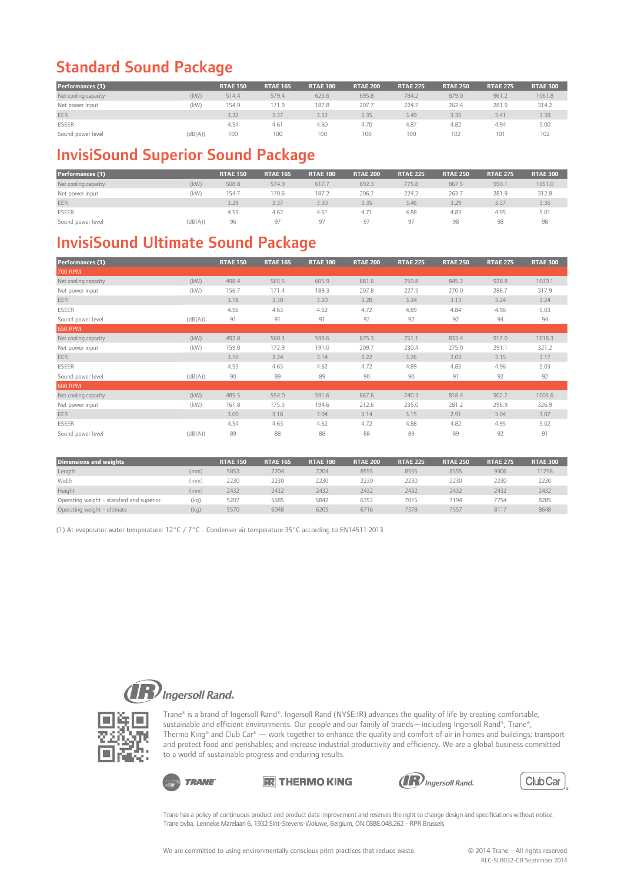## Standard Sound Package

| Performances (1) | | RTAE 150 | RTAE 165 | RTAE 180 | RTAE 200 | RTAE 225 | RTAE 250 | RTAE 275 | RTAE 300 |
|---|---|---|---|---|---|---|---|---|---|
| Net cooling capacity | (kW) | 514.4 | 579.4 | 623.6 | 695.8 | 784.2 | 879.0 | 961.2 | 1061.8 |
| Net power input | (kW) | 154.9 | 171.9 | 187.8 | 207.7 | 224.7 | 262.4 | 281.9 | 314.2 |
| EER | | 3.32 | 3.37 | 3.32 | 3.35 | 3.49 | 3.35 | 3.41 | 3.38 |
| ESEER | | 4.54 | 4.61 | 4.60 | 4.70 | 4.87 | 4.82 | 4.94 | 5.00 |
| Sound power level | (dB(A)) | 100 | 100 | 100 | 100 | 100 | 102 | 101 | 102 |

## InvisiSound Superior Sound Package

| Performances (1) | | RTAE 150 | RTAE 165 | RTAE 180 | RTAE 200 | RTAE 225 | RTAE 250 | RTAE 275 | RTAE 300 |
|---|---|---|---|---|---|---|---|---|---|
| Net cooling capacity | (kW) | 508.8 | 574.9 | 617.7 | 692.3 | 775.8 | 867.5 | 950.1 | 1051.0 |
| Net power input | (kW) | 154.7 | 170.6 | 187.2 | 206.7 | 224.2 | 263.7 | 281.9 | 312.8 |
| EER | | 3.29 | 3.37 | 3.30 | 3.35 | 3.46 | 3.29 | 3.37 | 3.36 |
| ESEER | | 4.55 | 4.62 | 4.61 | 4.71 | 4.88 | 4.83 | 4.95 | 5.01 |
| Sound power level | (dB(A)) | 96 | 97 | 97 | 97 | 97 | 98 | 98 | 98 |

## InvisiSound Ultimate Sound Package

| Performances (1) | | RTAE 150 | RTAE 165 | RTAE 180 | RTAE 200 | RTAE 225 | RTAE 250 | RTAE 275 | RTAE 300 |
|---|---|---|---|---|---|---|---|---|---|
| 700 RPM | | | | | | | | | |
| Net cooling capacity | (kW) | 498.4 | 565.5 | 605.9 | 681.6 | 759.8 | 845.2 | 928.8 | 1030.1 |
| Net power input | (kW) | 156.7 | 171.4 | 189.3 | 207.8 | 227.5 | 270.0 | 286.7 | 317.9 |
| EER | | 3.18 | 3.30 | 3.20 | 3.28 | 3.34 | 3.13 | 3.24 | 3.24 |
| ESEER | | 4.56 | 4.63 | 4.62 | 4.72 | 4.89 | 4.84 | 4.96 | 5.03 |
| Sound power level | (dB(A)) | 91 | 91 | 91 | 92 | 92 | 92 | 94 | 94 |
| 650 RPM | | | | | | | | | |
| Net cooling capacity | (kW) | 492.8 | 560.3 | 599.6 | 675.3 | 751.1 | 833.4 | 917.0 | 1018.3 |
| Net power input | (kW) | 159.0 | 172.9 | 191.0 | 209.7 | 230.4 | 275.0 | 291.1 | 321.2 |
| EER | | 3.10 | 3.24 | 3.14 | 3.22 | 3.26 | 3.03 | 3.15 | 3.17 |
| ESEER | | 4.55 | 4.63 | 4.62 | 4.72 | 4.89 | 4.83 | 4.96 | 5.03 |
| Sound power level | (dB(A)) | 90 | 89 | 89 | 90 | 90 | 91 | 92 | 92 |
| 600 RPM | | | | | | | | | |
| Net cooling capacity | (kW) | 485.5 | 554.0 | 591.6 | 667.6 | 740.3 | 818.4 | 902.7 | 1003.6 |
| Net power input | (kW) | 161.8 | 175.3 | 194.6 | 212.6 | 235.0 | 281.2 | 296.9 | 326.9 |
| EER | | 3.00 | 3.16 | 3.04 | 3.14 | 3.15 | 2.91 | 3.04 | 3.07 |
| ESEER | | 4.54 | 4.63 | 4.62 | 4.72 | 4.88 | 4.82 | 4.95 | 5.02 |
| Sound power level | (dB(A)) | 89 | 88 | 88 | 88 | 89 | 89 | 92 | 91 |

| Dimensions and weights | | RTAE 150 | RTAE 165 | RTAE 180 | RTAE 200 | RTAE 225 | RTAE 250 | RTAE 275 | RTAE 300 |
|---|---|---|---|---|---|---|---|---|---|
| Length | (mm) | 5853 | 7204 | 7204 | 8555 | 8555 | 8555 | 9906 | 11258 |
| Width | (mm) | 2230 | 2230 | 2230 | 2230 | 2230 | 2230 | 2230 | 2230 |
| Height | (mm) | 2432 | 2432 | 2432 | 2432 | 2432 | 2432 | 2432 | 2432 |
| Operating weight - standard and superior | (kg) | 5207 | 5685 | 5842 | 6353 | 7015 | 7194 | 7754 | 8285 |
| Operating weight - ultimate | (kg) | 5570 | 6048 | 6205 | 6716 | 7378 | 7557 | 8117 | 8648 |

(1) At evaporator water temperature: 12°C / 7°C - Condenser air temperature 35°C according to EN14511:2013

Ingersoll Rand.

Trane® is a brand of Ingersoll Rand®. Ingersoll Rand (NYSE:IR) advances the quality of life by creating comfortable, sustainable and efficient environments. Our people and our family of brands—including Ingersoll Rand®, Trane®, Thermo King® and Club Car® — work together to enhance the quality and comfort of air in homes and buildings; transport and protect food and perishables; and increase industrial productivity and efficiency. We are a global business committed to a world of sustainable progress and enduring results.

TRANE THERMO KING Ingersoll Rand. Club Car

Trane has a policy of continuous product and product data improvement and reserves the right to change design and specifications without notice.
Trane bvba, Lenneke Marelaan 6, 1932 Sint-Stevens-Woluwe, Belgium, ON 0888.048.262 - RPR Brussels

We are committed to using environmentally conscious print practices that reduce waste.

© 2014 Trane – All rights reserved
RLC-SLB032-GB September 2014